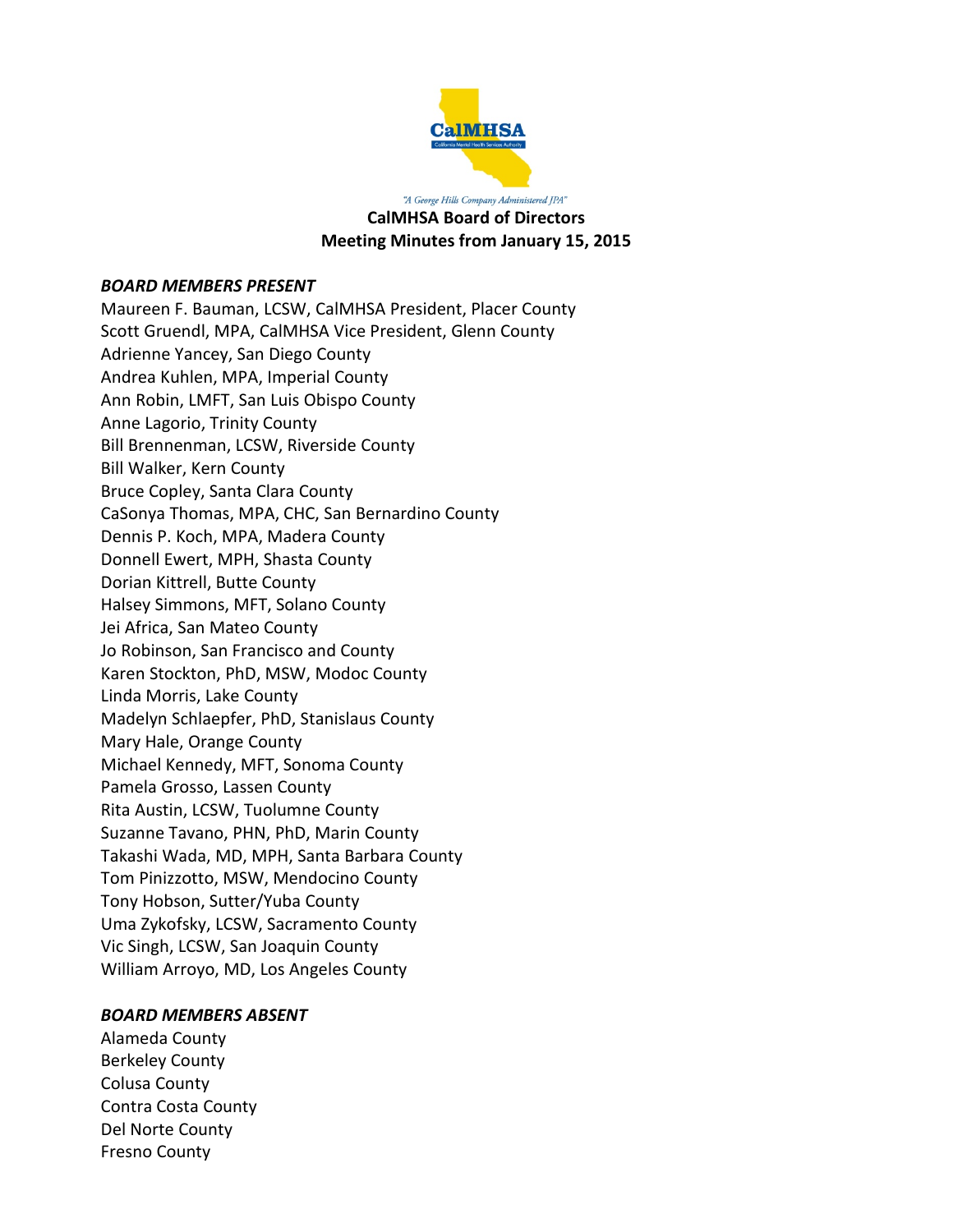"A George Hills Company Administered JPA"

**CalMHSA Board of Directors**
**Meeting Minutes from January 15, 2015**

***BOARD MEMBERS PRESENT***

Maureen F. Bauman, LCSW, CalMHSA President, Placer County
Scott Gruendl, MPA, CalMHSA Vice President, Glenn County
Adrienne Yancey, San Diego County
Andrea Kuhlen, MPA, Imperial County
Ann Robin, LMFT, San Luis Obispo County
Anne Lagorio, Trinity County
Bill Brennenman, LCSW, Riverside County
Bill Walker, Kern County
Bruce Copley, Santa Clara County
CaSonya Thomas, MPA, CHC, San Bernardino County
Dennis P. Koch, MPA, Madera County
Donnell Ewert, MPH, Shasta County
Dorian Kittrell, Butte County
Halsey Simmons, MFT, Solano County
Jei Africa, San Mateo County
Jo Robinson, San Francisco and County
Karen Stockton, PhD, MSW, Modoc County
Linda Morris, Lake County
Madelyn Schlaepfer, PhD, Stanislaus County
Mary Hale, Orange County
Michael Kennedy, MFT, Sonoma County
Pamela Grosso, Lassen County
Rita Austin, LCSW, Tuolumne County
Suzanne Tavano, PHN, PhD, Marin County
Takashi Wada, MD, MPH, Santa Barbara County
Tom Pinizzotto, MSW, Mendocino County
Tony Hobson, Sutter/Yuba County
Uma Zykofsky, LCSW, Sacramento County
Vic Singh, LCSW, San Joaquin County
William Arroyo, MD, Los Angeles County

***BOARD MEMBERS ABSENT***

Alameda County
Berkeley County
Colusa County
Contra Costa County
Del Norte County
Fresno County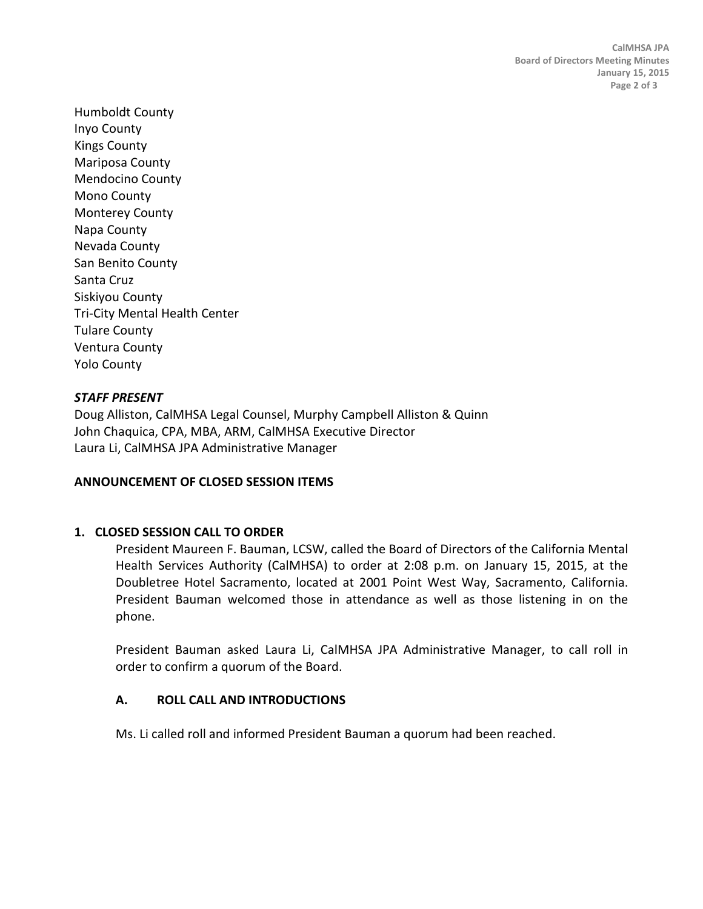Humboldt County
Inyo County
Kings County
Mariposa County
Mendocino County
Mono County
Monterey County
Napa County
Nevada County
San Benito County
Santa Cruz
Siskiyou County
Tri-City Mental Health Center
Tulare County
Ventura County
Yolo County

***STAFF PRESENT***
Doug Alliston, CalMHSA Legal Counsel, Murphy Campbell Alliston & Quinn
John Chaquica, CPA, MBA, ARM, CalMHSA Executive Director
Laura Li, CalMHSA JPA Administrative Manager

**ANNOUNCEMENT OF CLOSED SESSION ITEMS**

**1. CLOSED SESSION CALL TO ORDER**

President Maureen F. Bauman, LCSW, called the Board of Directors of the California Mental Health Services Authority (CalMHSA) to order at 2:08 p.m. on January 15, 2015, at the Doubletree Hotel Sacramento, located at 2001 Point West Way, Sacramento, California. President Bauman welcomed those in attendance as well as those listening in on the phone.

President Bauman asked Laura Li, CalMHSA JPA Administrative Manager, to call roll in order to confirm a quorum of the Board.

**A. ROLL CALL AND INTRODUCTIONS**

Ms. Li called roll and informed President Bauman a quorum had been reached.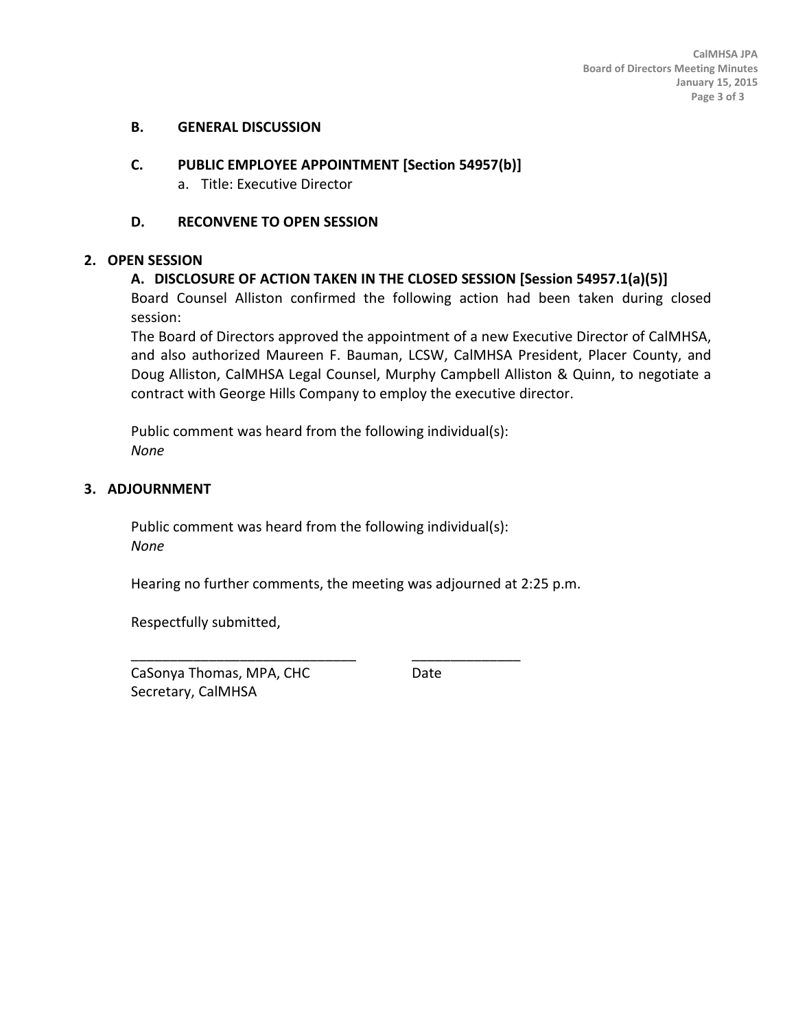**B. GENERAL DISCUSSION**

**C. PUBLIC EMPLOYEE APPOINTMENT [Section 54957(b)]**

a. Title: Executive Director

**D. RECONVENE TO OPEN SESSION**

## 2. OPEN SESSION

### A. DISCLOSURE OF ACTION TAKEN IN THE CLOSED SESSION [Session 54957.1(a)(5)]

Board Counsel Alliston confirmed the following action had been taken during closed session:

The Board of Directors approved the appointment of a new Executive Director of CalMHSA, and also authorized Maureen F. Bauman, LCSW, CalMHSA President, Placer County, and Doug Alliston, CalMHSA Legal Counsel, Murphy Campbell Alliston & Quinn, to negotiate a contract with George Hills Company to employ the executive director.

Public comment was heard from the following individual(s):
*None*

## 3. ADJOURNMENT

Public comment was heard from the following individual(s):
*None*

Hearing no further comments, the meeting was adjourned at 2:25 p.m.

Respectfully submitted,

_____________________________ ______________

CaSonya Thomas, MPA, CHC Date

Secretary, CalMHSA